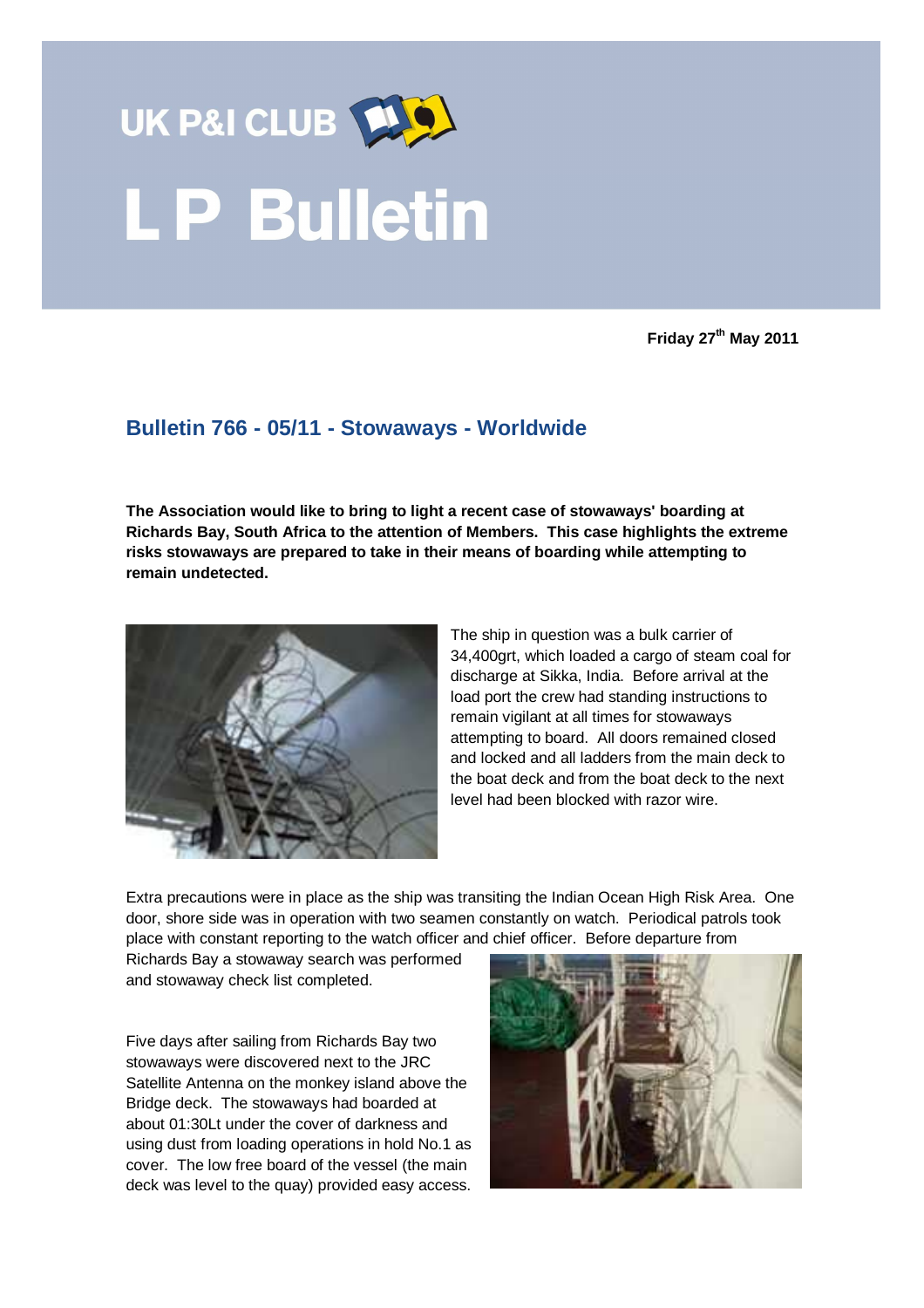UK P&I CLUB

# L P Bulletin

**Friday 27th May 2011**

## Bulletin 766 - 05/11 - Stowaways - Worldwide

**The Association would like to bring to light a recent case of stowaways' boarding at Richards Bay, South Africa to the attention of Members. This case highlights the extreme risks stowaways are prepared to take in their means of boarding while attempting to remain undetected.**

The ship in question was a bulk carrier of 34,400grt, which loaded a cargo of steam coal for discharge at Sikka, India. Before arrival at the load port the crew had standing instructions to remain vigilant at all times for stowaways attempting to board. All doors remained closed and locked and all ladders from the main deck to the boat deck and from the boat deck to the next level had been blocked with razor wire.

Extra precautions were in place as the ship was transiting the Indian Ocean High Risk Area. One door, shore side was in operation with two seamen constantly on watch. Periodical patrols took place with constant reporting to the watch officer and chief officer. Before departure from Richards Bay a stowaway search was performed and stowaway check list completed.

Five days after sailing from Richards Bay two stowaways were discovered next to the JRC Satellite Antenna on the monkey island above the Bridge deck. The stowaways had boarded at about 01:30Lt under the cover of darkness and using dust from loading operations in hold No.1 as cover. The low free board of the vessel (the main deck was level to the quay) provided easy access.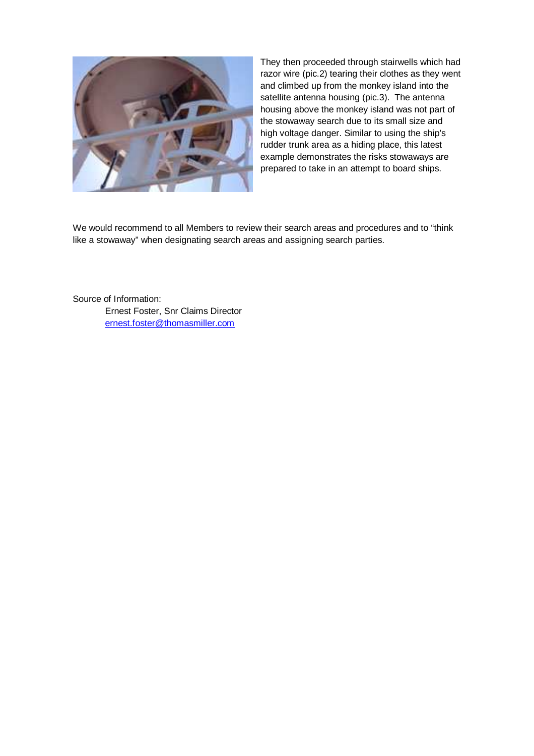They then proceeded through stairwells which had razor wire (pic.2) tearing their clothes as they went and climbed up from the monkey island into the satellite antenna housing (pic.3). The antenna housing above the monkey island was not part of the stowaway search due to its small size and high voltage danger. Similar to using the ship's rudder trunk area as a hiding place, this latest example demonstrates the risks stowaways are prepared to take in an attempt to board ships.

We would recommend to all Members to review their search areas and procedures and to "think like a stowaway" when designating search areas and assigning search parties.

Source of Information:

Ernest Foster, Snr Claims Director
ernest.foster@thomasmiller.com